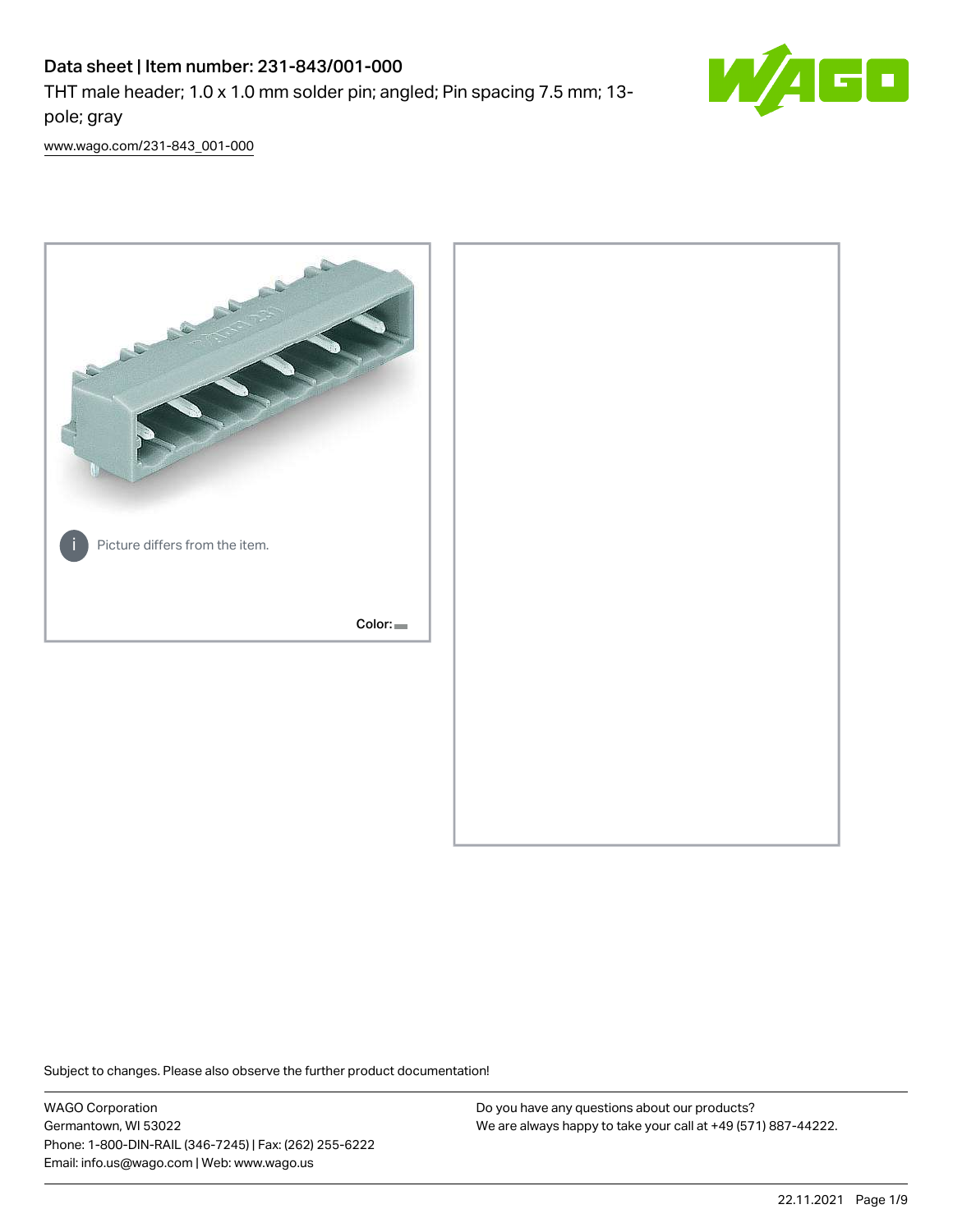# Data sheet | Item number: 231-843/001-000

THT male header; 1.0 x 1.0 mm solder pin; angled; Pin spacing 7.5 mm; 13-pole; gray

www.wago.com/231-843_001-000

Picture differs from the item.

Color:

Subject to changes. Please also observe the further product documentation!

WAGO Corporation
Germantown, WI 53022
Phone: 1-800-DIN-RAIL (346-7245) | Fax: (262) 255-6222
Email: info.us@wago.com | Web: www.wago.us

Do you have any questions about our products?
We are always happy to take your call at +49 (571) 887-44222.

22.11.2021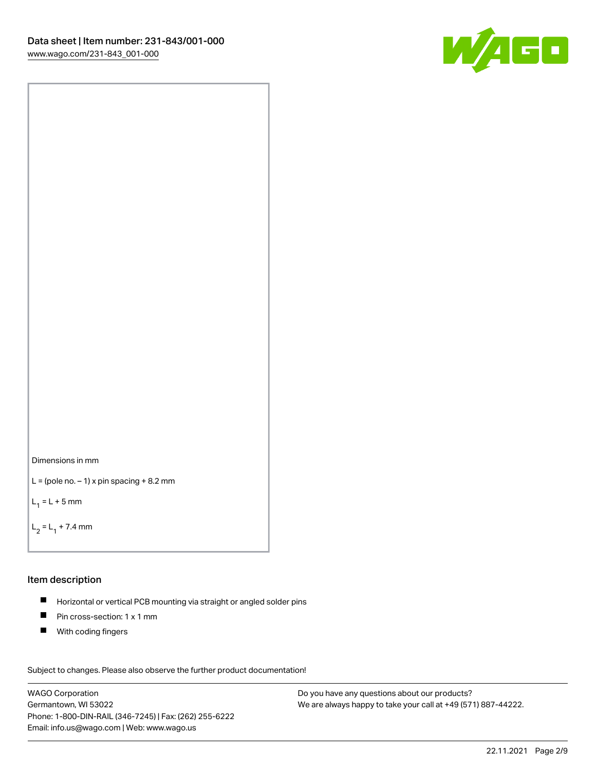Dimensions in mm

L = (pole no. – 1) x pin spacing + 8.2 mm

$L_1$ = L + 5 mm

$L_2$ = $L_1$ + 7.4 mm

## Item description

- Horizontal or vertical PCB mounting via straight or angled solder pins
- Pin cross-section: 1 x 1 mm
- With coding fingers

Subject to changes. Please also observe the further product documentation!

WAGO Corporation
Germantown, WI 53022
Phone: 1-800-DIN-RAIL (346-7245) | Fax: (262) 255-6222
Email: info.us@wago.com | Web: www.wago.us

Do you have any questions about our products?
We are always happy to take your call at +49 (571) 887-44222.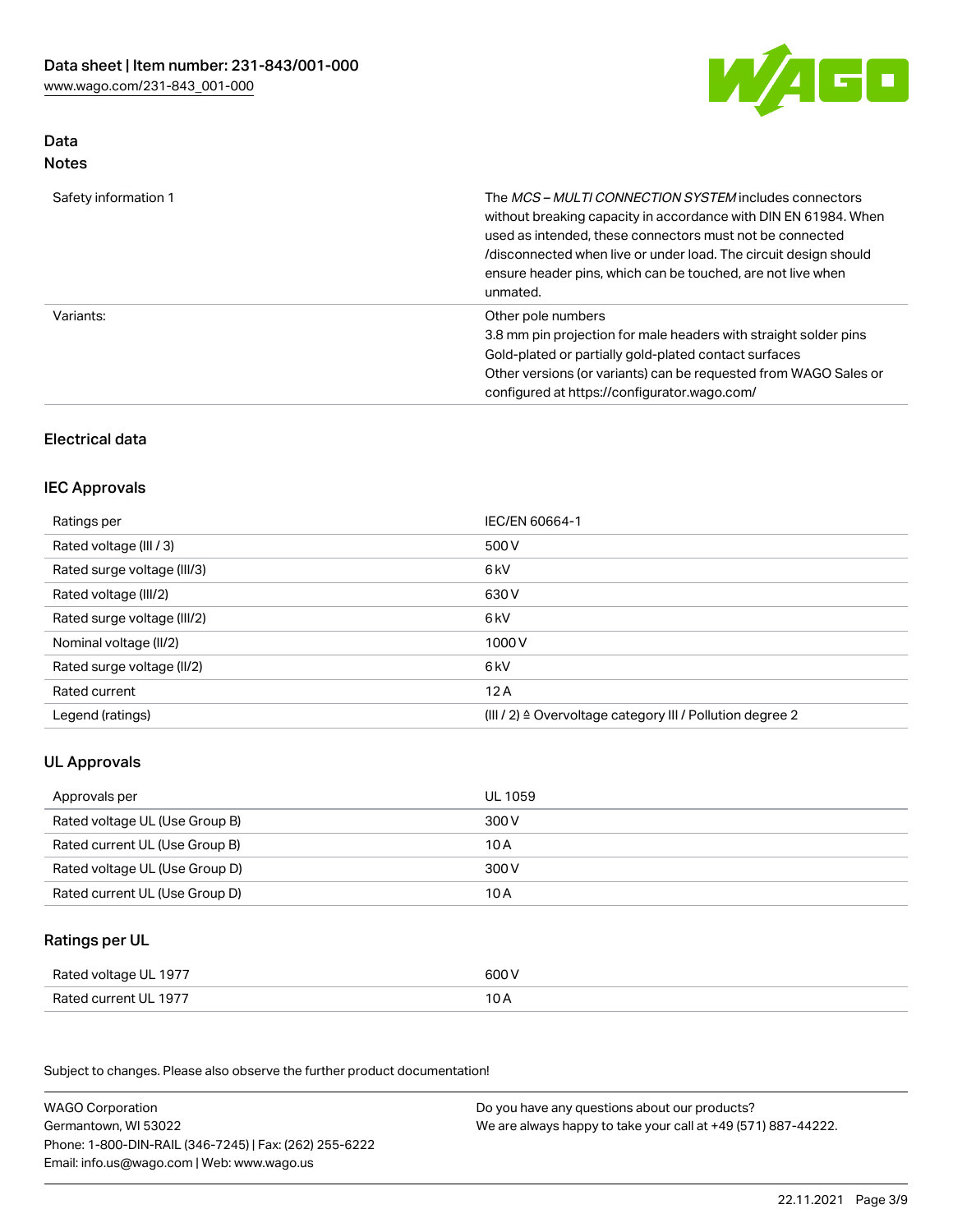## Data
### Notes

| | |
|---|---|
| Safety information 1 | The *MCS – MULTI CONNECTION SYSTEM* includes connectors without breaking capacity in accordance with DIN EN 61984. When used as intended, these connectors must not be connected /disconnected when live or under load. The circuit design should ensure header pins, which can be touched, are not live when unmated. |
| Variants: | Other pole numbers<br>3.8 mm pin projection for male headers with straight solder pins<br>Gold-plated or partially gold-plated contact surfaces<br>Other versions (or variants) can be requested from WAGO Sales or configured at https://configurator.wago.com/ |

## Electrical data

### IEC Approvals

| | |
|---|---|
| Ratings per | IEC/EN 60664-1 |
| Rated voltage (III / 3) | 500 V |
| Rated surge voltage (III/3) | 6 kV |
| Rated voltage (III/2) | 630 V |
| Rated surge voltage (III/2) | 6 kV |
| Nominal voltage (II/2) | 1000 V |
| Rated surge voltage (II/2) | 6 kV |
| Rated current | 12 A |
| Legend (ratings) | (III / 2) ≙ Overvoltage category III / Pollution degree 2 |

### UL Approvals

| | |
|---|---|
| Approvals per | UL 1059 |
| Rated voltage UL (Use Group B) | 300 V |
| Rated current UL (Use Group B) | 10 A |
| Rated voltage UL (Use Group D) | 300 V |
| Rated current UL (Use Group D) | 10 A |

### Ratings per UL

| | |
|---|---|
| Rated voltage UL 1977 | 600 V |
| Rated current UL 1977 | 10 A |

Subject to changes. Please also observe the further product documentation!

WAGO Corporation
Germantown, WI 53022
Phone: 1-800-DIN-RAIL (346-7245) | Fax: (262) 255-6222
Email: info.us@wago.com | Web: www.wago.us

Do you have any questions about our products?
We are always happy to take your call at +49 (571) 887-44222.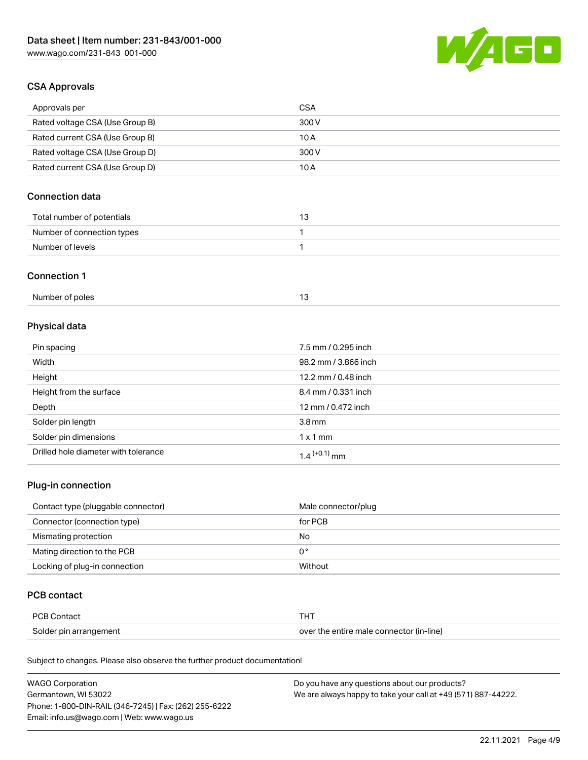## CSA Approvals

| Approvals per | CSA |
|---|---|
| Rated voltage CSA (Use Group B) | 300 V |
| Rated current CSA (Use Group B) | 10 A |
| Rated voltage CSA (Use Group D) | 300 V |
| Rated current CSA (Use Group D) | 10 A |

## Connection data

| Total number of potentials | 13 |
|---|---|
| Number of connection types | 1 |
| Number of levels | 1 |

## Connection 1

| Number of poles | 13 |
|---|---|

## Physical data

| Pin spacing | 7.5 mm / 0.295 inch |
|---|---|
| Width | 98.2 mm / 3.866 inch |
| Height | 12.2 mm / 0.48 inch |
| Height from the surface | 8.4 mm / 0.331 inch |
| Depth | 12 mm / 0.472 inch |
| Solder pin length | 3.8 mm |
| Solder pin dimensions | 1 x 1 mm |
| Drilled hole diameter with tolerance | $1.4^{(+0.1)}$ mm |

## Plug-in connection

| Contact type (pluggable connector) | Male connector/plug |
|---|---|
| Connector (connection type) | for PCB |
| Mismating protection | No |
| Mating direction to the PCB | 0 ° |
| Locking of plug-in connection | Without |

## PCB contact

| PCB Contact | THT |
|---|---|
| Solder pin arrangement | over the entire male connector (in-line) |

Subject to changes. Please also observe the further product documentation!

WAGO Corporation
Germantown, WI 53022
Phone: 1-800-DIN-RAIL (346-7245) | Fax: (262) 255-6222
Email: info.us@wago.com | Web: www.wago.us

Do you have any questions about our products?
We are always happy to take your call at +49 (571) 887-44222.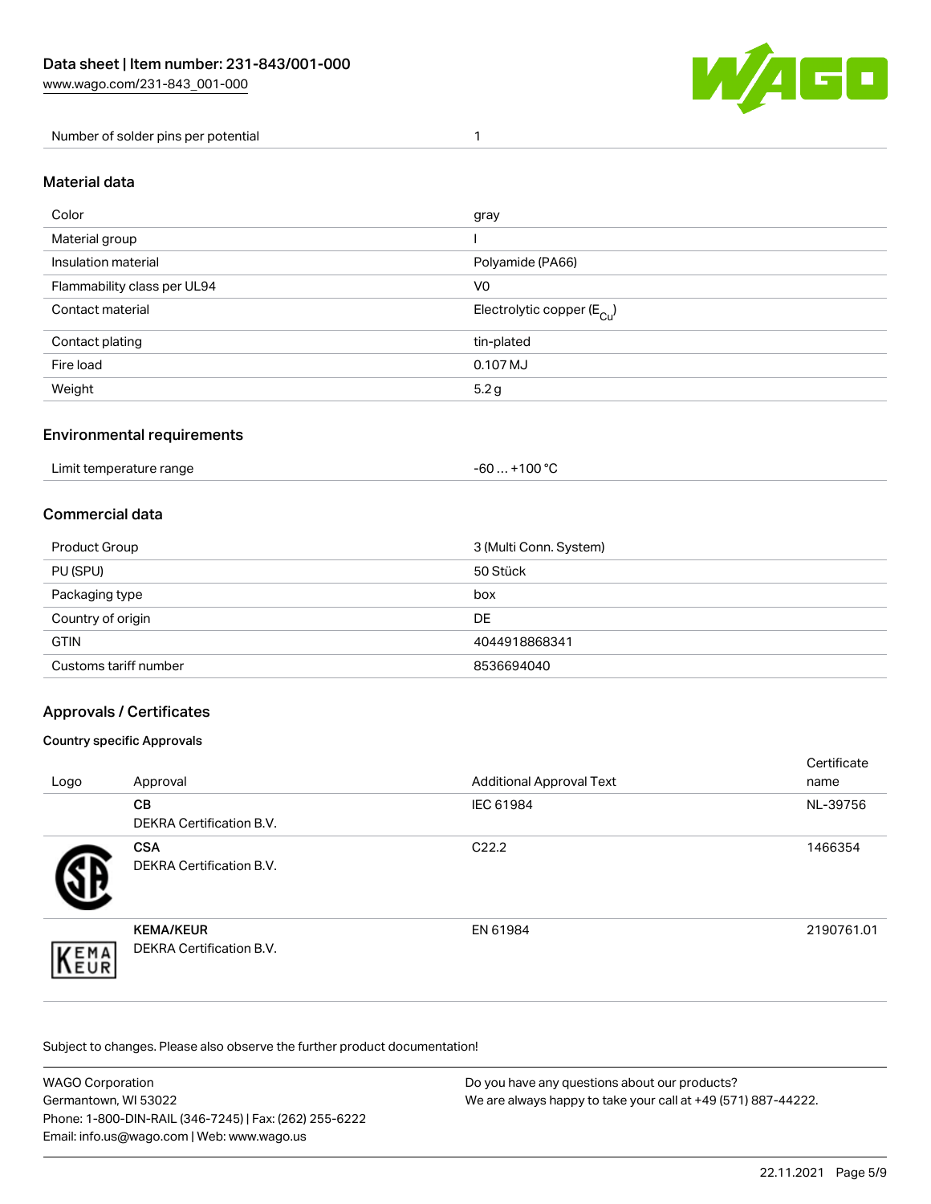| | |
|---|---|
| Number of solder pins per potential | 1 |

## Material data

| | |
|---|---|
| Color | gray |
| Material group | I |
| Insulation material | Polyamide (PA66) |
| Flammability class per UL94 | V0 |
| Contact material | Electrolytic copper ($E_{Cu}$) |
| Contact plating | tin-plated |
| Fire load | 0.107 MJ |
| Weight | 5.2 g |

## Environmental requirements

| | |
|---|---|
| Limit temperature range | -60 … +100 °C |

## Commercial data

| | |
|---|---|
| Product Group | 3 (Multi Conn. System) |
| PU (SPU) | 50 Stück |
| Packaging type | box |
| Country of origin | DE |
| GTIN | 4044918868341 |
| Customs tariff number | 8536694040 |

## Approvals / Certificates

### Country specific Approvals

| Logo | Approval | Additional Approval Text | Certificate name |
|---|---|---|---|
| | **CB** DEKRA Certification B.V. | IEC 61984 | NL-39756 |
| | **CSA** DEKRA Certification B.V. | C22.2 | 1466354 |
| | **KEMA/KEUR** DEKRA Certification B.V. | EN 61984 | 2190761.01 |

Subject to changes. Please also observe the further product documentation!

WAGO Corporation
Germantown, WI 53022
Phone: 1-800-DIN-RAIL (346-7245) | Fax: (262) 255-6222
Email: info.us@wago.com | Web: www.wago.us

Do you have any questions about our products?
We are always happy to take your call at +49 (571) 887-44222.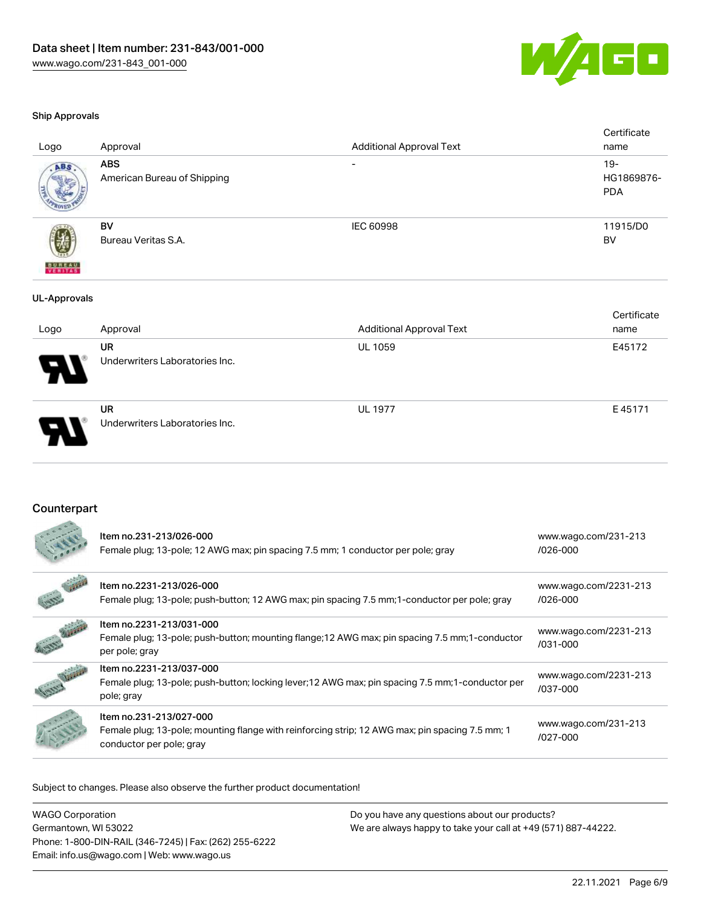Data sheet | Item number: 231-843/001-000
www.wago.com/231-843_001-000

### Ship Approvals

| Logo | Approval | Additional Approval Text | Certificate name |
|---|---|---|---|
| | **ABS** American Bureau of Shipping | - | 19-HG1869876-PDA |
| | **BV** Bureau Veritas S.A. | IEC 60998 | 11915/D0 BV |

### UL-Approvals

| Logo | Approval | Additional Approval Text | Certificate name |
|---|---|---|---|
| | **UR** Underwriters Laboratories Inc. | UL 1059 | E45172 |
| | **UR** Underwriters Laboratories Inc. | UL 1977 | E 45171 |

## Counterpart

| | Item | Link |
|---|---|---|
| | Item no.231-213/026-000<br>Female plug; 13-pole; 12 AWG max; pin spacing 7.5 mm; 1 conductor per pole; gray | www.wago.com/231-213/026-000 |
| | Item no.2231-213/026-000<br>Female plug; 13-pole; push-button; 12 AWG max; pin spacing 7.5 mm;1-conductor per pole; gray | www.wago.com/2231-213/026-000 |
| | Item no.2231-213/031-000<br>Female plug; 13-pole; push-button; mounting flange;12 AWG max; pin spacing 7.5 mm;1-conductor per pole; gray | www.wago.com/2231-213/031-000 |
| | Item no.2231-213/037-000<br>Female plug; 13-pole; push-button; locking lever;12 AWG max; pin spacing 7.5 mm;1-conductor per pole; gray | www.wago.com/2231-213/037-000 |
| | Item no.231-213/027-000<br>Female plug; 13-pole; mounting flange with reinforcing strip; 12 AWG max; pin spacing 7.5 mm; 1 conductor per pole; gray | www.wago.com/231-213/027-000 |

Subject to changes. Please also observe the further product documentation!

WAGO Corporation
Germantown, WI 53022
Phone: 1-800-DIN-RAIL (346-7245) | Fax: (262) 255-6222
Email: info.us@wago.com | Web: www.wago.us

Do you have any questions about our products?
We are always happy to take your call at +49 (571) 887-44222.

22.11.2021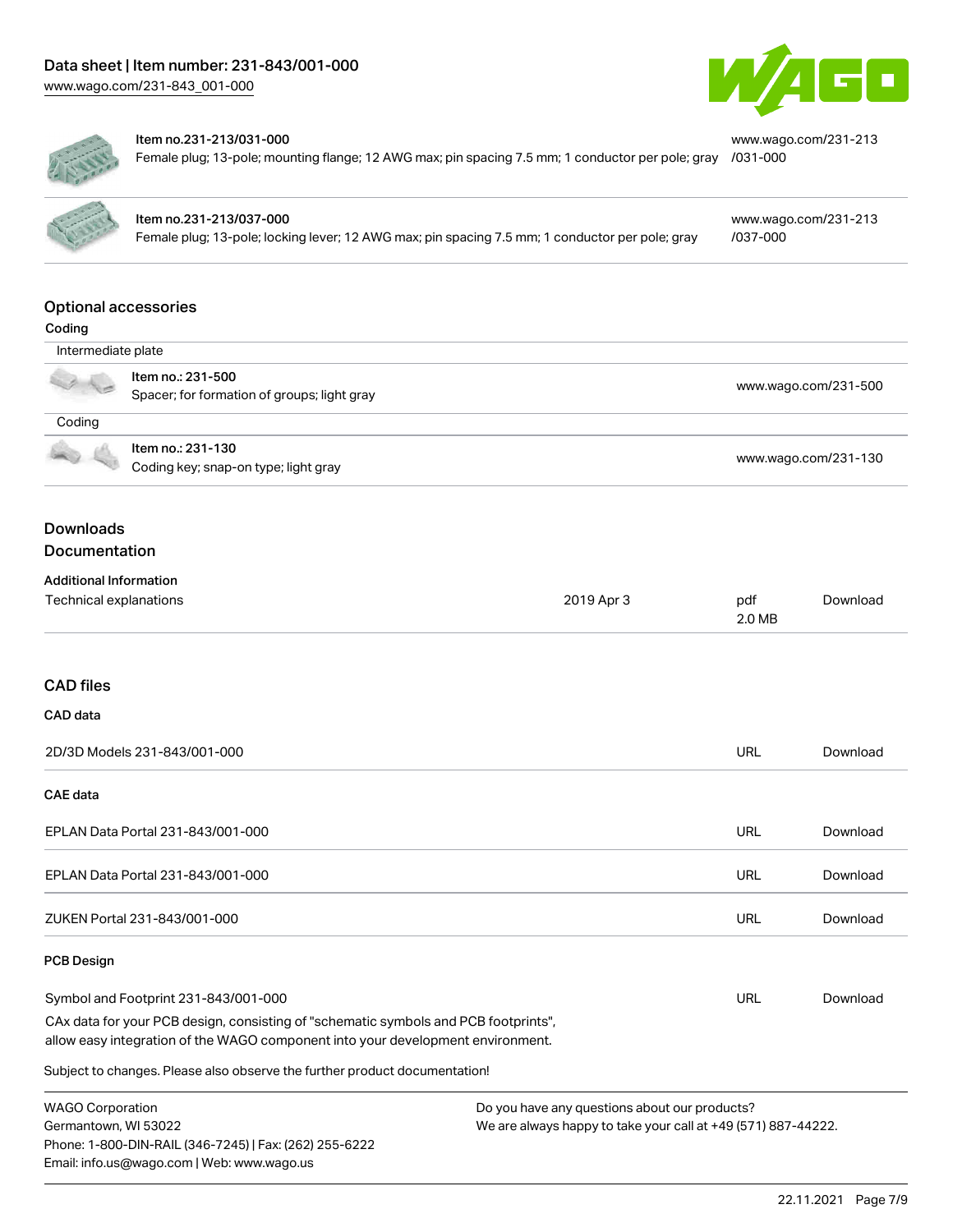| Item | Description | URL |
| --- | --- | --- |
| Item no.231-213/031-000 | Female plug; 13-pole; mounting flange; 12 AWG max; pin spacing 7.5 mm; 1 conductor per pole; gray | www.wago.com/231-213/031-000 |
| Item no.231-213/037-000 | Female plug; 13-pole; locking lever; 12 AWG max; pin spacing 7.5 mm; 1 conductor per pole; gray | www.wago.com/231-213/037-000 |

## Optional accessories

### Coding

| Intermediate plate | |
| --- | --- |
| Item no.: 231-500<br>Spacer; for formation of groups; light gray | www.wago.com/231-500 |
| **Coding** | |
| Item no.: 231-130<br>Coding key; snap-on type; light gray | www.wago.com/231-130 |

## Downloads

## Documentation

### Additional Information

| Technical explanations | 2019 Apr 3 | pdf 2.0 MB | Download |
| --- | --- | --- | --- |

## CAD files

### CAD data

| 2D/3D Models 231-843/001-000 | URL | Download |
| --- | --- | --- |

### CAE data

| | | |
| --- | --- | --- |
| EPLAN Data Portal 231-843/001-000 | URL | Download |
| EPLAN Data Portal 231-843/001-000 | URL | Download |
| ZUKEN Portal 231-843/001-000 | URL | Download |

### PCB Design

| Symbol and Footprint 231-843/001-000 | URL | Download |
| --- | --- | --- |

CAx data for your PCB design, consisting of "schematic symbols and PCB footprints", allow easy integration of the WAGO component into your development environment.

Subject to changes. Please also observe the further product documentation!

WAGO Corporation
Germantown, WI 53022
Phone: 1-800-DIN-RAIL (346-7245) | Fax: (262) 255-6222
Email: info.us@wago.com | Web: www.wago.us

Do you have any questions about our products?
We are always happy to take your call at +49 (571) 887-44222.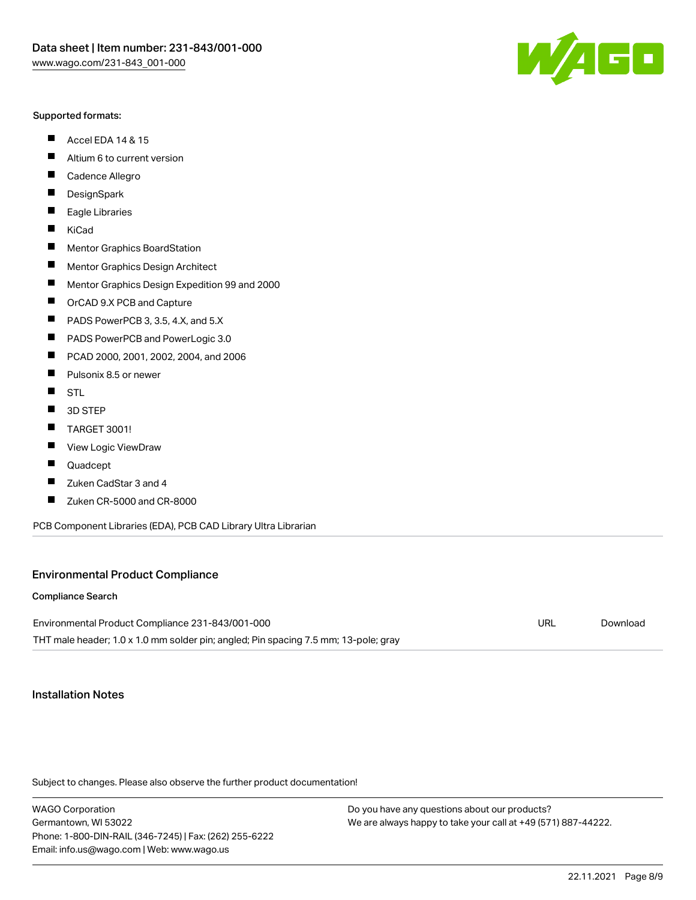**Supported formats:**

- Accel EDA 14 & 15
- Altium 6 to current version
- Cadence Allegro
- DesignSpark
- Eagle Libraries
- KiCad
- Mentor Graphics BoardStation
- Mentor Graphics Design Architect
- Mentor Graphics Design Expedition 99 and 2000
- OrCAD 9.X PCB and Capture
- PADS PowerPCB 3, 3.5, 4.X, and 5.X
- PADS PowerPCB and PowerLogic 3.0
- PCAD 2000, 2001, 2002, 2004, and 2006
- Pulsonix 8.5 or newer
- STL
- 3D STEP
- TARGET 3001!
- View Logic ViewDraw
- Quadcept
- Zuken CadStar 3 and 4
- Zuken CR-5000 and CR-8000

PCB Component Libraries (EDA), PCB CAD Library Ultra Librarian

## Environmental Product Compliance

**Compliance Search**

| | | |
|---|---|---|
| Environmental Product Compliance 231-843/001-000<br>THT male header; 1.0 x 1.0 mm solder pin; angled; Pin spacing 7.5 mm; 13-pole; gray | URL | Download |

## Installation Notes

Subject to changes. Please also observe the further product documentation!

WAGO Corporation
Germantown, WI 53022
Phone: 1-800-DIN-RAIL (346-7245) | Fax: (262) 255-6222
Email: info.us@wago.com | Web: www.wago.us

Do you have any questions about our products?
We are always happy to take your call at +49 (571) 887-44222.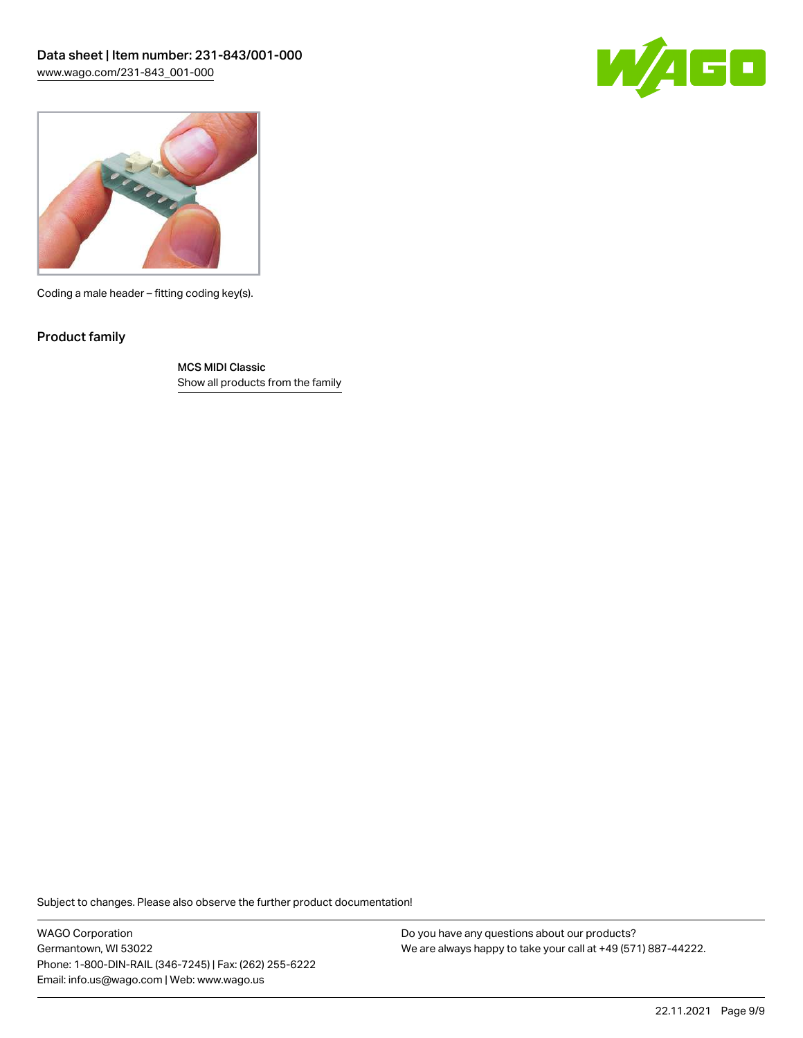Coding a male header – fitting coding key(s).

## Product family

MCS MIDI Classic
Show all products from the family

Subject to changes. Please also observe the further product documentation!

WAGO Corporation
Germantown, WI 53022
Phone: 1-800-DIN-RAIL (346-7245) | Fax: (262) 255-6222
Email: info.us@wago.com | Web: www.wago.us

Do you have any questions about our products?
We are always happy to take your call at +49 (571) 887-44222.